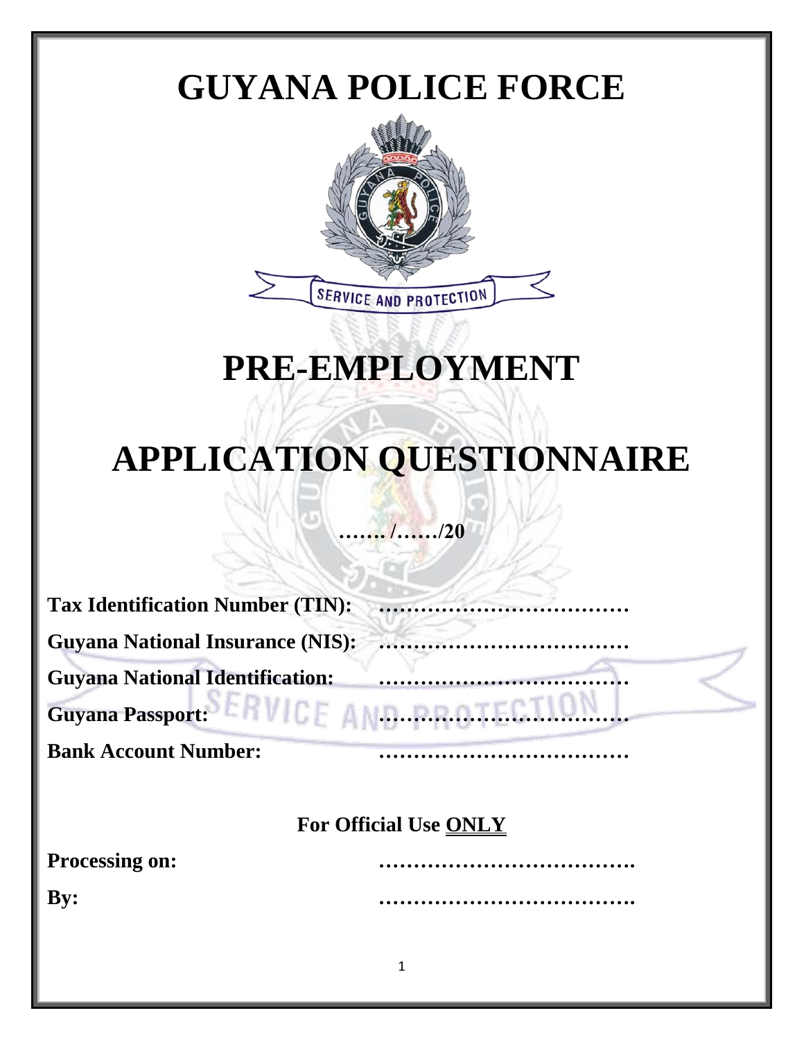# GUYANA POLICE FORCE

SERVICE AND PROTECTION

# PRE-EMPLOYMENT

# APPLICATION QUESTIONNAIRE

**……. /……/20**

**Tax Identification Number (TIN):** ………………………………

**Guyana National Insurance (NIS):** ………………………………

**Guyana National Identification:** ………………………………

**Guyana Passport:** ………………………………

**Bank Account Number:** ………………………………

**For Official Use ONLY**

**Processing on:** ……………………………….

**By:** ……………………………….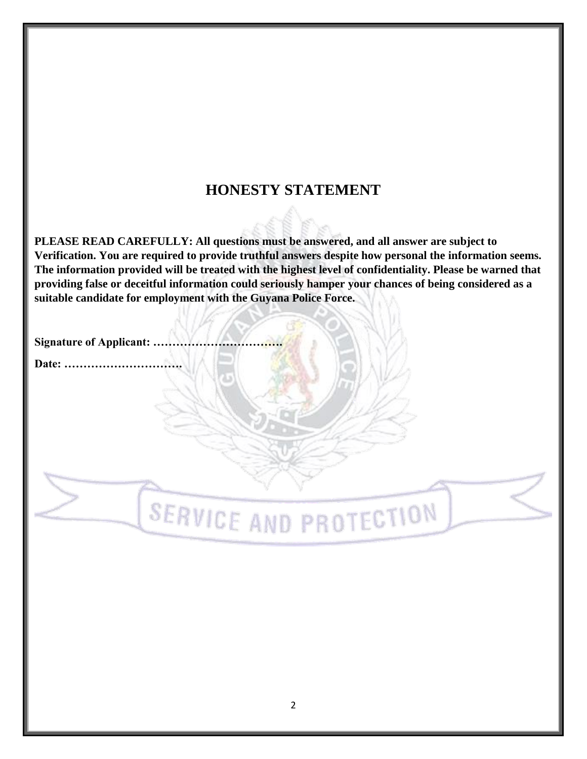# HONESTY STATEMENT

**PLEASE READ CAREFULLY: All questions must be answered, and all answer are subject to Verification. You are required to provide truthful answers despite how personal the information seems. The information provided will be treated with the highest level of confidentiality. Please be warned that providing false or deceitful information could seriously hamper your chances of being considered as a suitable candidate for employment with the Guyana Police Force.**

**Signature of Applicant: …………………………….**

**Date: ………………………….**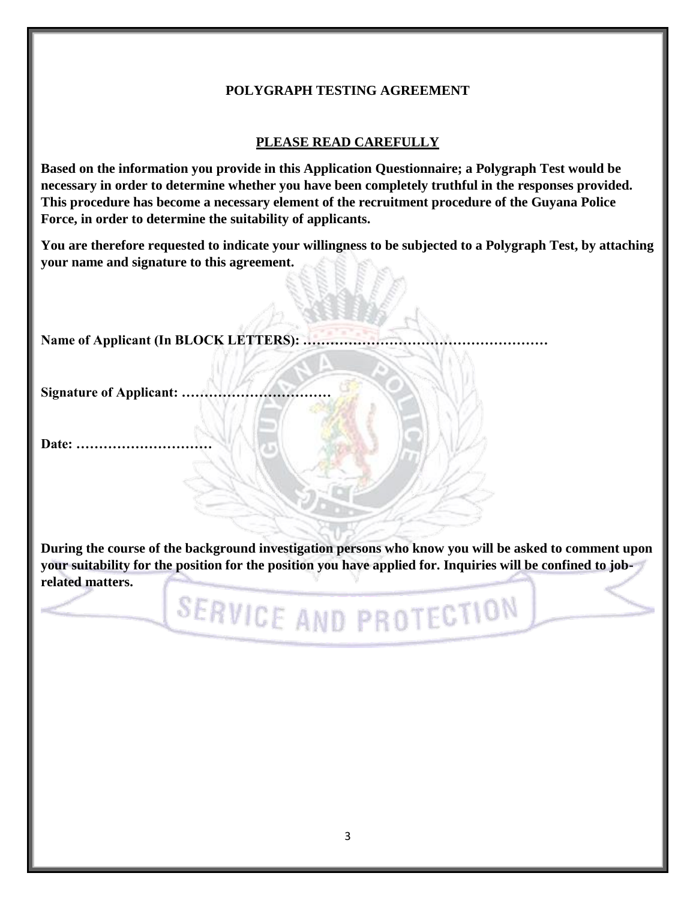## POLYGRAPH TESTING AGREEMENT

**PLEASE READ CAREFULLY**

**Based on the information you provide in this Application Questionnaire; a Polygraph Test would be necessary in order to determine whether you have been completely truthful in the responses provided. This procedure has become a necessary element of the recruitment procedure of the Guyana Police Force, in order to determine the suitability of applicants.**

**You are therefore requested to indicate your willingness to be subjected to a Polygraph Test, by attaching your name and signature to this agreement.**

**Name of Applicant (In BLOCK LETTERS): ………………………………………………**

**Signature of Applicant: ……………………………**

**Date: …………………………**

**During the course of the background investigation persons who know you will be asked to comment upon your suitability for the position for the position you have applied for. Inquiries will be confined to job-related matters.**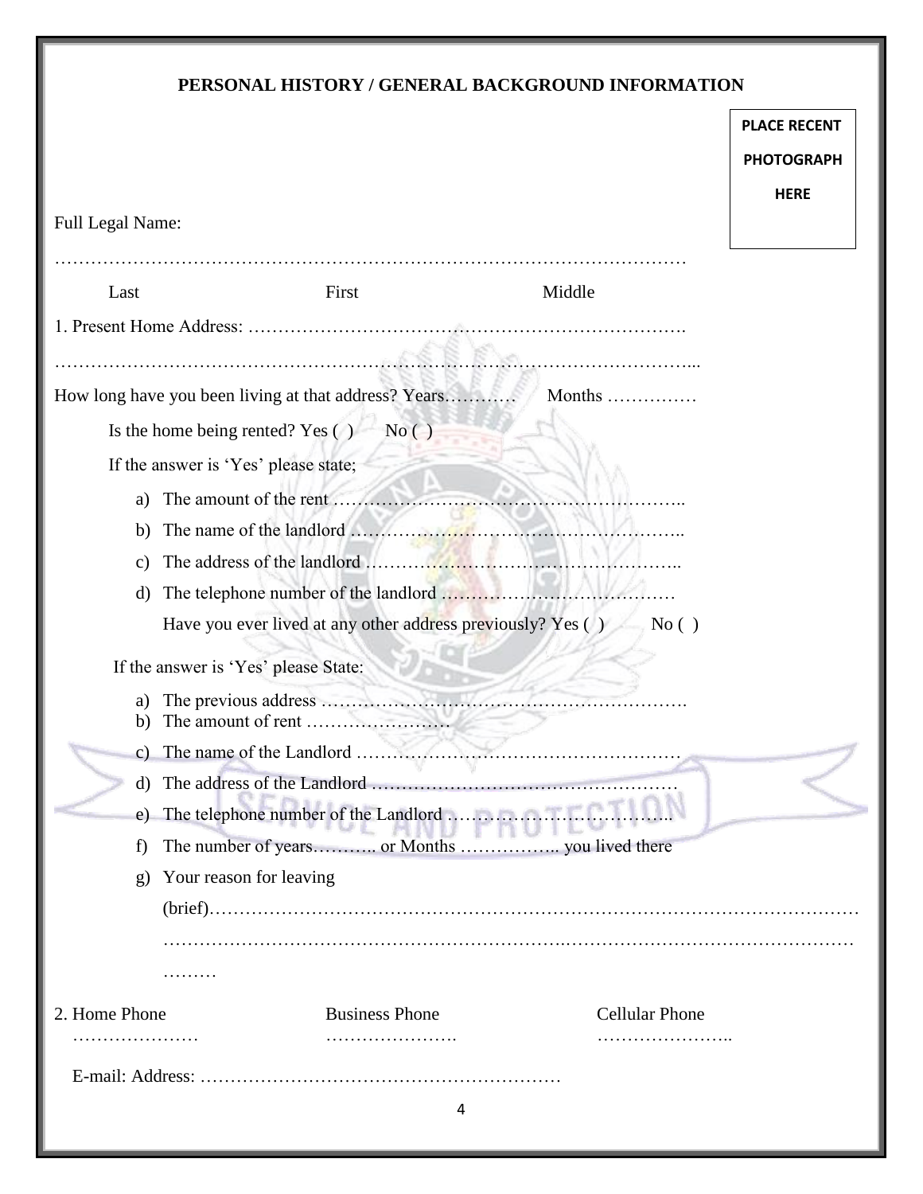# PERSONAL HISTORY / GENERAL BACKGROUND INFORMATION

PLACE RECENT PHOTOGRAPH HERE

Full Legal Name:

…………………………………………………………………………………………

Last First Middle

1. Present Home Address: ……………………………………………………………….

…………………………………………………………………………………………...

How long have you been living at that address? Years……….. Months ……………

Is the home being rented? Yes ( ) No ( )

If the answer is 'Yes' please state;

a) The amount of the rent …………………………………………………..
b) The name of the landlord ………………………………………………..
c) The address of the landlord ……………………………………………..
d) The telephone number of the landlord ………………………………

Have you ever lived at any other address previously? Yes ( ) No ( )

If the answer is 'Yes' please State:

a) The previous address …………………………………………………….
b) The amount of rent ……………………
c) The name of the Landlord ………………………………………………
d) The address of the Landlord …………………………………………
e) The telephone number of the Landlord ……………………………..
f) The number of years……….. or Months …………….. you lived there
g) Your reason for leaving (brief)……………………………………………………………………………………………………………………………………………………………………………………………

2. Home Phone ………………… Business Phone …………………. Cellular Phone …………………..

E-mail: Address: ……………………………………………………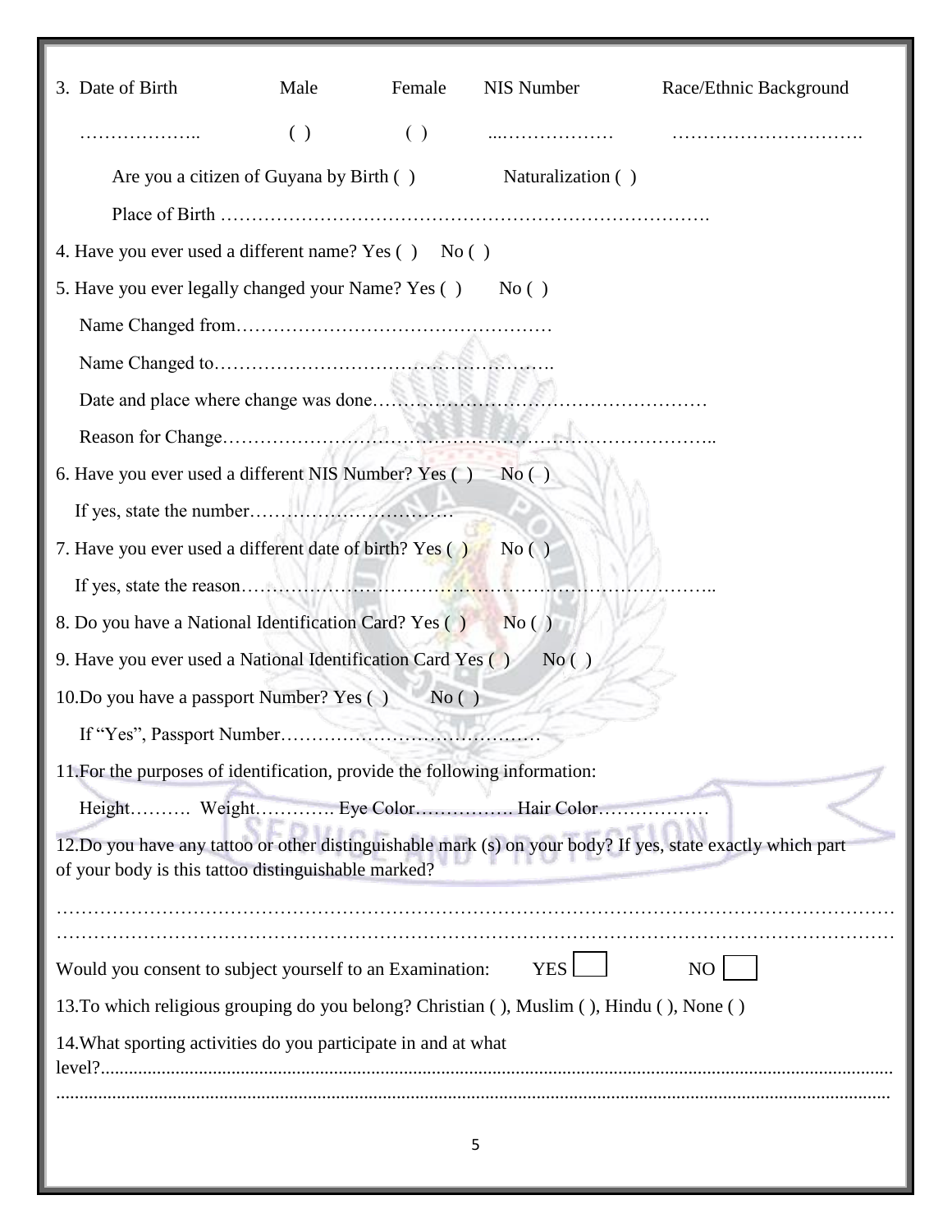3. Date of Birth &nbsp;&nbsp;&nbsp; Male &nbsp;&nbsp;&nbsp; Female &nbsp;&nbsp;&nbsp; NIS Number &nbsp;&nbsp;&nbsp; Race/Ethnic Background

……………….. &nbsp;&nbsp;&nbsp; ( ) &nbsp;&nbsp;&nbsp; ( ) &nbsp;&nbsp;&nbsp; ...……………… &nbsp;&nbsp;&nbsp; ………………………….

Are you a citizen of Guyana by Birth ( ) &nbsp;&nbsp;&nbsp; Naturalization ( )

Place of Birth ………………………………………………………………….

4. Have you ever used a different name? Yes ( ) &nbsp; No ( )

5. Have you ever legally changed your Name? Yes ( ) &nbsp; No ( )

Name Changed from……………………………………………

Name Changed to……………………………………………….

Date and place where change was done………………………………………………

Reason for Change…………………………………………………………………..

6. Have you ever used a different NIS Number? Yes ( ) &nbsp; No ( )

If yes, state the number……………………………

7. Have you ever used a different date of birth? Yes ( ) &nbsp; No ( )

If yes, state the reason………………………………………………………………..

8. Do you have a National Identification Card? Yes ( ) &nbsp; No ( )

9. Have you ever used a National Identification Card Yes ( ) &nbsp; No ( )

10. Do you have a passport Number? Yes ( ) &nbsp; No ( )

If "Yes", Passport Number……………………………………

11. For the purposes of identification, provide the following information:

Height………. Weight…………. Eye Color……………. Hair Color………………

12. Do you have any tattoo or other distinguishable mark (s) on your body? If yes, state exactly which part of your body is this tattoo distinguishable marked?

……………………………………………………………………………………………………………
……………………………………………………………………………………………………………

Would you consent to subject yourself to an Examination: &nbsp;&nbsp; YES [ ] &nbsp;&nbsp; NO [ ]

13. To which religious grouping do you belong? Christian ( ), Muslim ( ), Hindu ( ), None ( )

14. What sporting activities do you participate in and at what level?......................................................................................................................................................
......................................................................................................................................................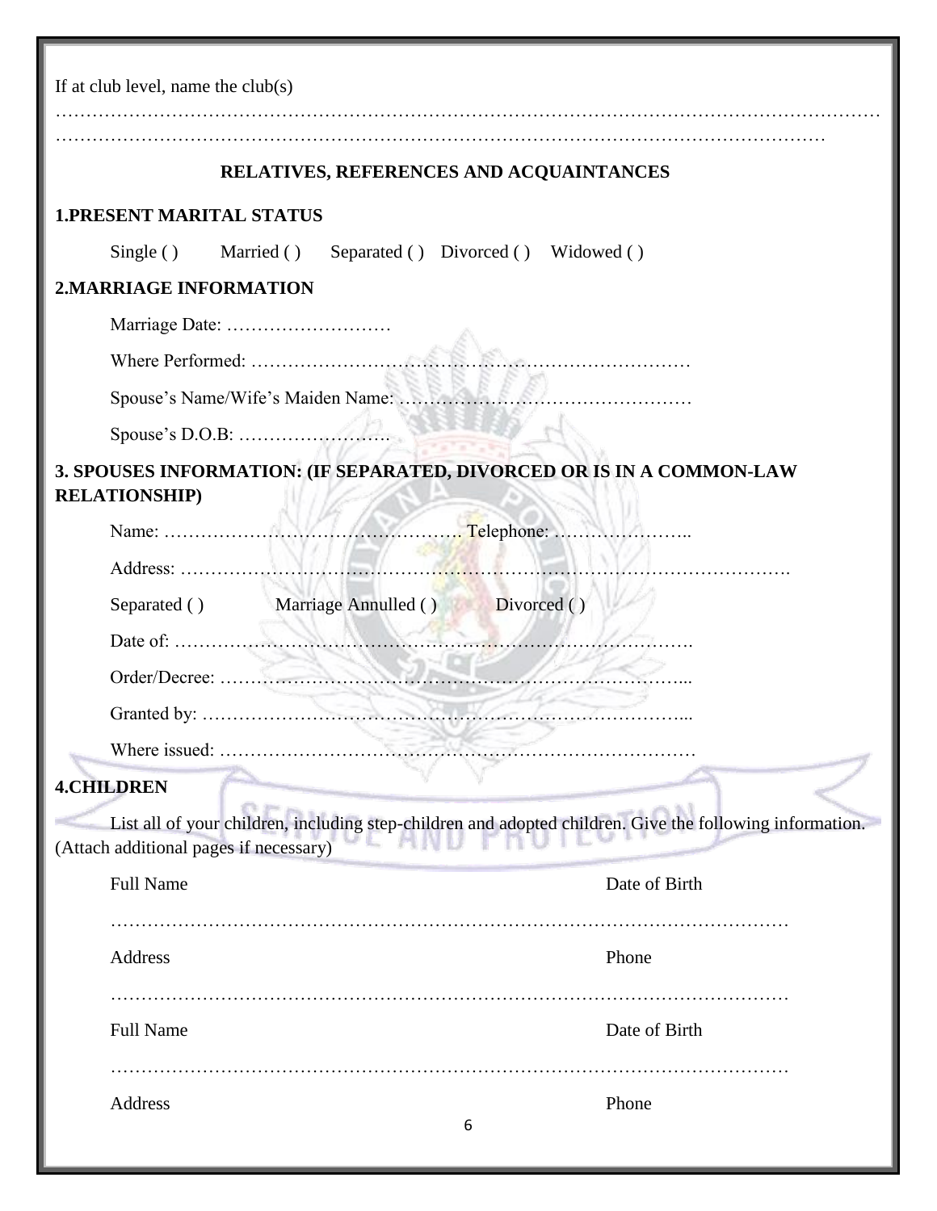If at club level, name the club(s)

………………………………………………………………………………………………………………………………………………………………………………………………………………………………………………………………

## RELATIVES, REFERENCES AND ACQUAINTANCES

**1.PRESENT MARITAL STATUS**

Single ( )  Married ( )  Separated ( )  Divorced ( )  Widowed ( )

**2.MARRIAGE INFORMATION**

Marriage Date: ………………………

Where Performed: ……………………………………………………………

Spouse's Name/Wife's Maiden Name: …………………………………………

Spouse's D.O.B: …………………….

**3. SPOUSES INFORMATION: (IF SEPARATED, DIVORCED OR IS IN A COMMON-LAW RELATIONSHIP)**

Name: …………………………………………. Telephone: …………………..

Address: ……………………………………………………………………………………….

Separated ( )  Marriage Annulled ( )  Divorced ( )

Date of: ……………………………………………………………………….

Order/Decree: …………………………………………………………………...

Granted by: ……………………………………………………………………...

Where issued: …………………………………………………………………

**4.CHILDREN**

List all of your children, including step-children and adopted children. Give the following information. (Attach additional pages if necessary)

Full Name  Date of Birth

………………………………………………………………………………………………

Address  Phone

………………………………………………………………………………………………

Full Name  Date of Birth

………………………………………………………………………………………………

Address  Phone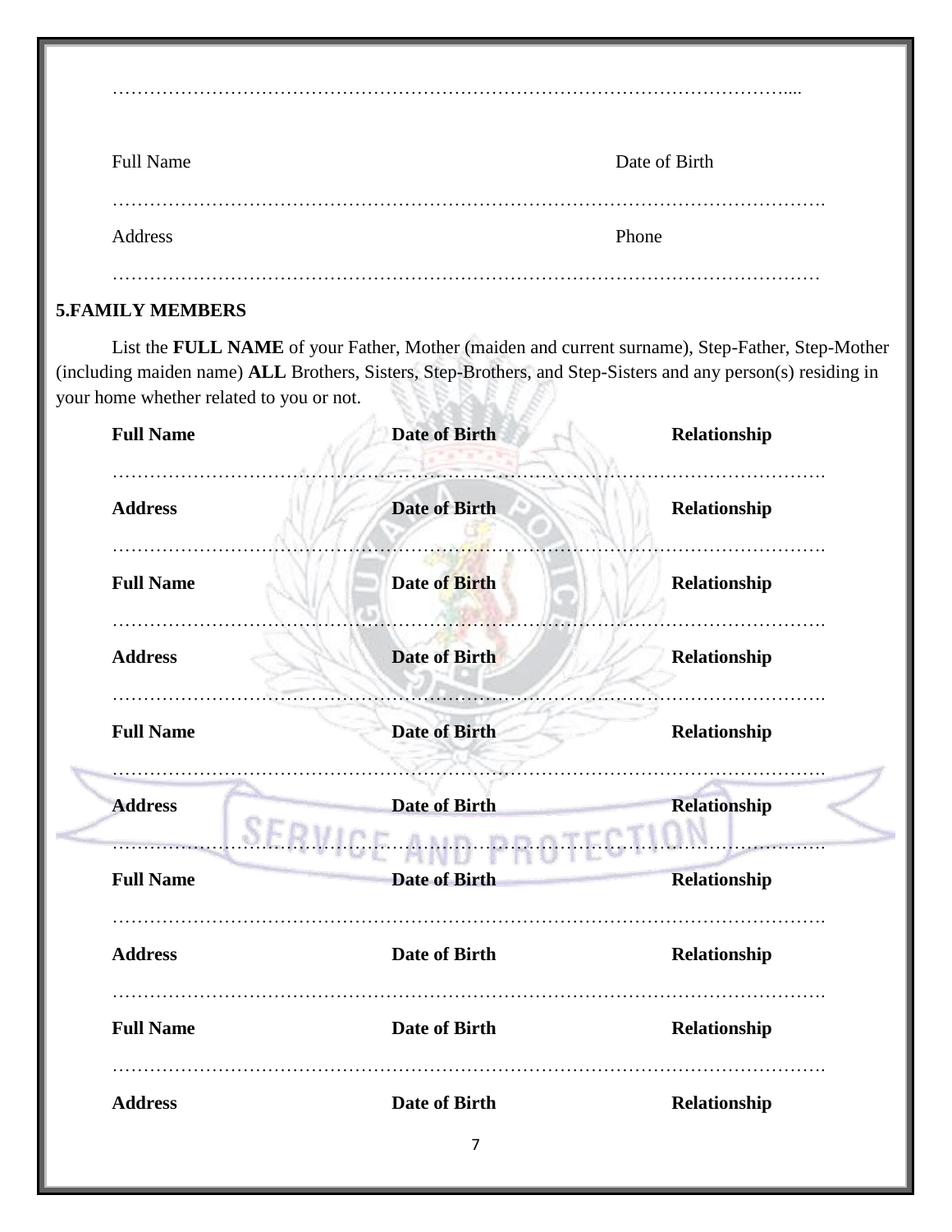…………………………………………………………………………………………………....

Full Name Date of Birth

………………………………………………………………………………………………….

Address Phone

…………………………………………………………………………………………………

## 5.FAMILY MEMBERS

List the **FULL NAME** of your Father, Mother (maiden and current surname), Step-Father, Step-Mother (including maiden name) **ALL** Brothers, Sisters, Step-Brothers, and Step-Sisters and any person(s) residing in your home whether related to you or not.

**Full Name** **Date of Birth** **Relationship**

………………………………………………………………………………………………….

**Address** **Date of Birth** **Relationship**

………………………………………………………………………………………………….

**Full Name** **Date of Birth** **Relationship**

………………………………………………………………………………………………….

**Address** **Date of Birth** **Relationship**

………………………………………………………………………………………………….

**Full Name** **Date of Birth** **Relationship**

………………………………………………………………………………………………….

**Address** **Date of Birth** **Relationship**

………………………………………………………………………………………………….

**Full Name** **Date of Birth** **Relationship**

………………………………………………………………………………………………….

**Address** **Date of Birth** **Relationship**

………………………………………………………………………………………………….

**Full Name** **Date of Birth** **Relationship**

………………………………………………………………………………………………….

**Address** **Date of Birth** **Relationship**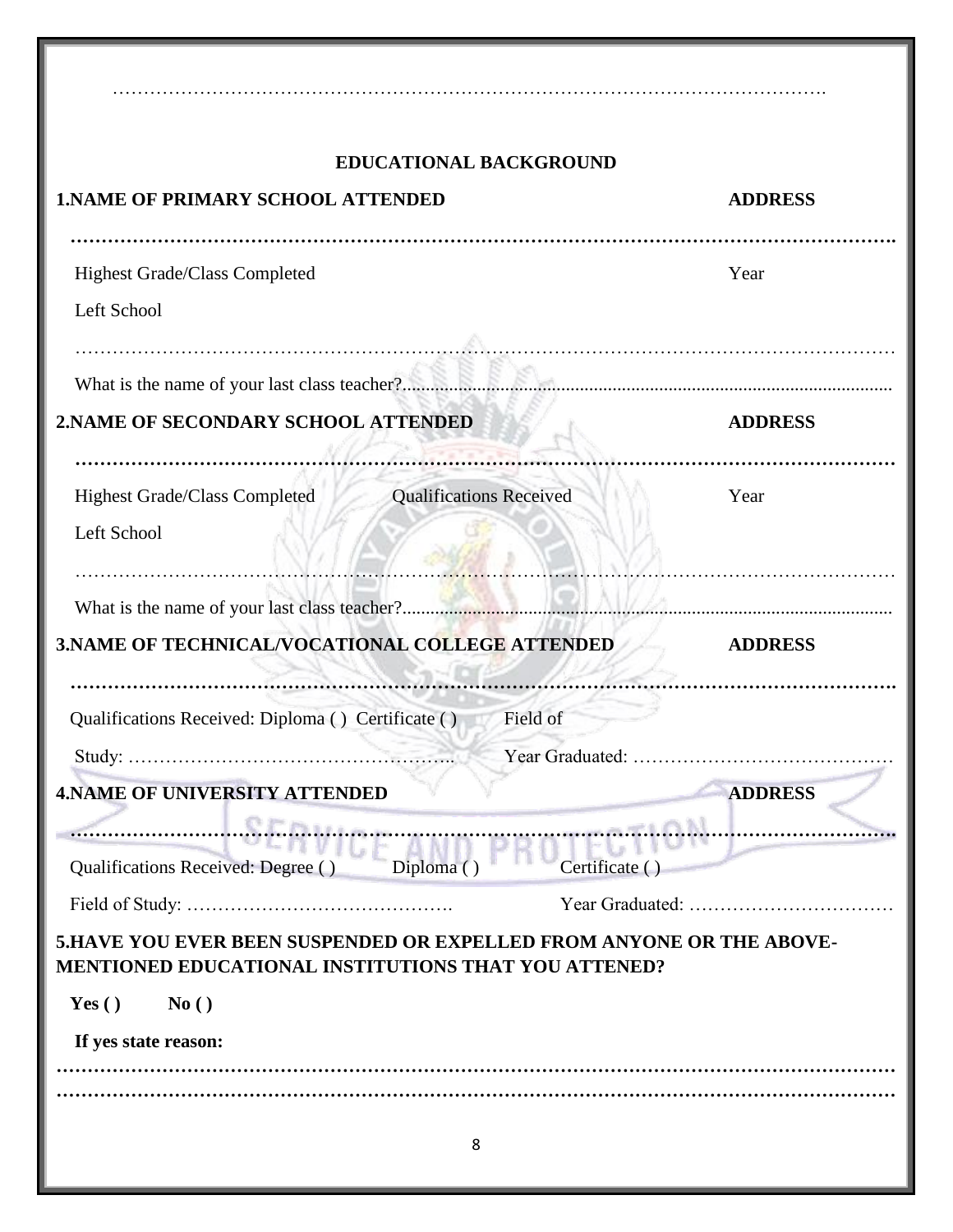…………………………………………………………………………………………………….

## EDUCATIONAL BACKGROUND

**1.NAME OF PRIMARY SCHOOL ATTENDED** **ADDRESS**

**……………………………………………………………………………………………………………….**

Highest Grade/Class Completed Year

Left School

………………………………………………………………………………………………………………

What is the name of your last class teacher?...........................................................................................................

**2.NAME OF SECONDARY SCHOOL ATTENDED** **ADDRESS**

**………………………………………………………………………………………………………………**

Highest Grade/Class Completed Qualifications Received Year

Left School

………………………………………………………………………………………………………………

What is the name of your last class teacher?...........................................................................................................

**3.NAME OF TECHNICAL/VOCATIONAL COLLEGE ATTENDED** **ADDRESS**

**……………………………………………………………………………………………………………….**

Qualifications Received: Diploma ( ) Certificate ( ) Field of

Study: …………………………………………….. Year Graduated: ……………………………………

**4.NAME OF UNIVERSITY ATTENDED** **ADDRESS**

**……………………………………………………………………………………………………………….**

Qualifications Received: Degree ( ) Diploma ( ) Certificate ( )

Field of Study: ……………………………………. Year Graduated: ……………………………

**5.HAVE YOU EVER BEEN SUSPENDED OR EXPELLED FROM ANYONE OR THE ABOVE-MENTIONED EDUCATIONAL INSTITUTIONS THAT YOU ATTENED?**

**Yes ( ) No ( )**

**If yes state reason:**

**………………………………………………………………………………………………………………**

**………………………………………………………………………………………………………………**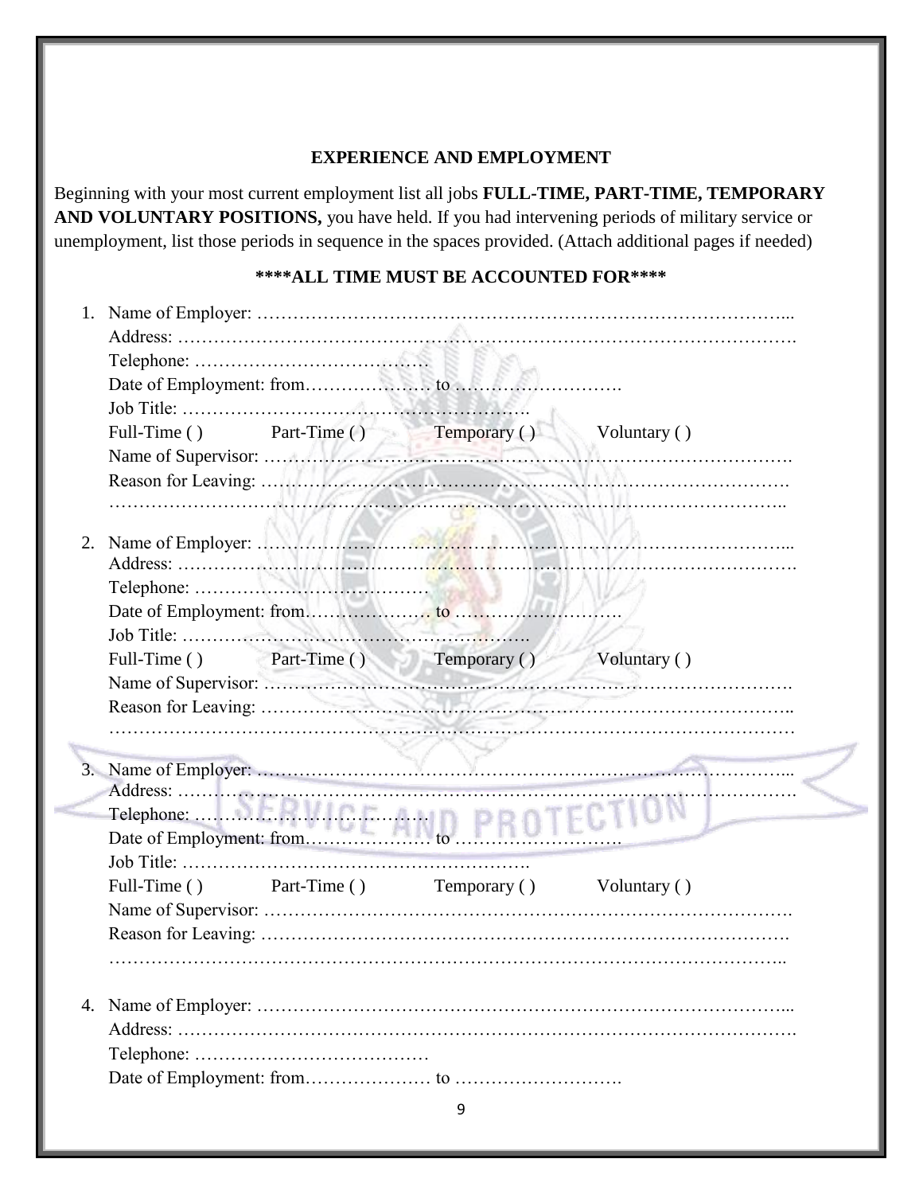## EXPERIENCE AND EMPLOYMENT

Beginning with your most current employment list all jobs **FULL-TIME, PART-TIME, TEMPORARY AND VOLUNTARY POSITIONS,** you have held. If you had intervening periods of military service or unemployment, list those periods in sequence in the spaces provided. (Attach additional pages if needed)

**\*\*\*\*ALL TIME MUST BE ACCOUNTED FOR\*\*\*\***

1. Name of Employer: ……………………………………………………………………………...
   Address: ……………………………………………………………………………………….
   Telephone: ……………………………….
   Date of Employment: from………………… to ……………………….
   Job Title: ………………………………………………….
   Full-Time ( )  Part-Time ( )  Temporary ( )  Voluntary ( )
   Name of Supervisor: ……………………………………………………………………….
   Reason for Leaving: ……………………………………………………………………….
   ……………………………………………………………………………………………..

2. Name of Employer: ……………………………………………………………………………...
   Address: ……………………………………………………………………………………….
   Telephone: ………………………………
   Date of Employment: from………………… to ……………………….
   Job Title: ………………………………………………….
   Full-Time ( )  Part-Time ( )  Temporary ( )  Voluntary ( )
   Name of Supervisor: ……………………………………………………………………….
   Reason for Leaving: ………………………………………………………………………..
   ……………………………………………………………………………………………

3. Name of Employer: ……………………………………………………………………………...
   Address: ……………………………………………………………………………………….
   Telephone: ……………………………….
   Date of Employment: from………………… to ……………………….
   Job Title: ………………………………………………….
   Full-Time ( )  Part-Time ( )  Temporary ( )  Voluntary ( )
   Name of Supervisor: ……………………………………………………………………….
   Reason for Leaving: ……………………………………………………………………….
   ……………………………………………………………………………………………..

4. Name of Employer: ……………………………………………………………………………...
   Address: ……………………………………………………………………………………….
   Telephone: ………………………………
   Date of Employment: from………………… to ……………………….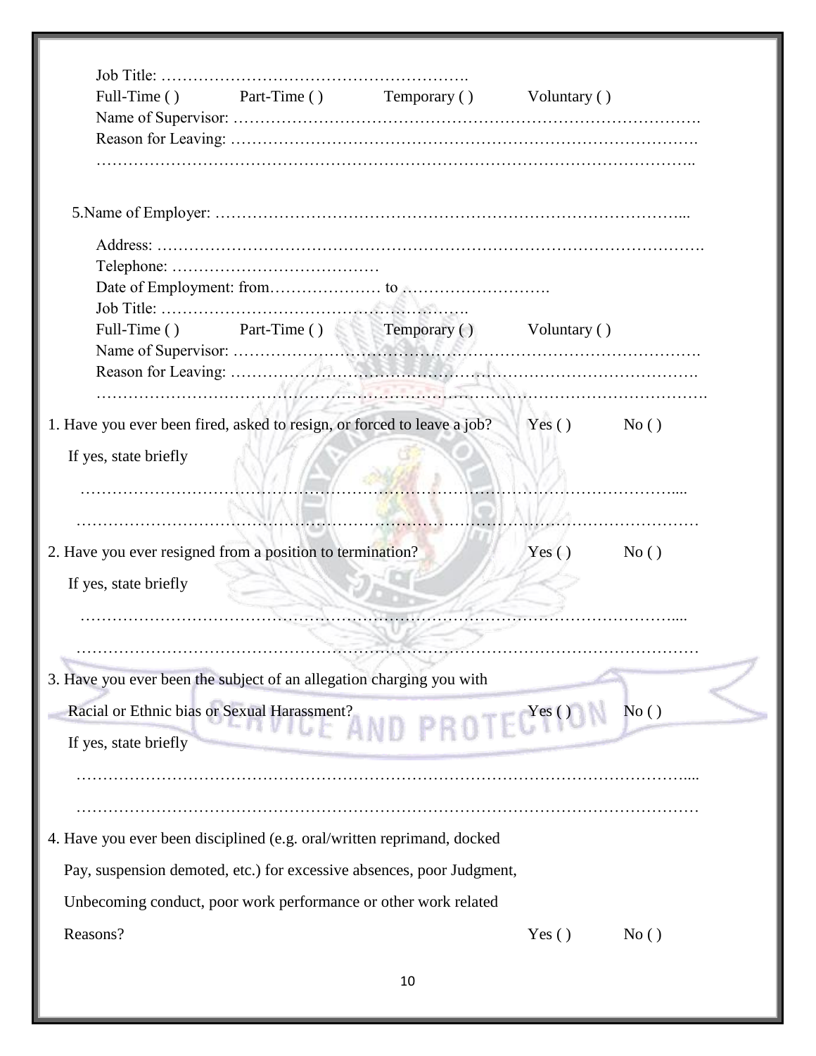Job Title: ………………………………………………….
Full-Time ( )      Part-Time ( )      Temporary ( )      Voluntary ( )
Name of Supervisor: ……………………………………………………………………….
Reason for Leaving: ……………………………………………………………………….
……………………………………………………………………………………………..

5.Name of Employer: …………………………………………………………………………...

Address: …………………………………………………………………………………….
Telephone: …………………………………
Date of Employment: from………………… to ……………………….
Job Title: ………………………………………………….
Full-Time ( )      Part-Time ( )      Temporary ( )      Voluntary ( )
Name of Supervisor: ……………………………………………………………………….
Reason for Leaving: ……………………………………………………………………….
…………………………………………………………………………………………………

1. Have you ever been fired, asked to resign, or forced to leave a job?      Yes ( )      No ( )

If yes, state briefly

…………………………………………………………………………………………………....

…………………………………………………………………………………………………

2. Have you ever resigned from a position to termination?      Yes ( )      No ( )

If yes, state briefly

…………………………………………………………………………………………………....

…………………………………………………………………………………………………

3. Have you ever been the subject of an allegation charging you with
Racial or Ethnic bias or Sexual Harassment?      Yes ( )      No ( )

If yes, state briefly

…………………………………………………………………………………………………....

…………………………………………………………………………………………………

4. Have you ever been disciplined (e.g. oral/written reprimand, docked Pay, suspension demoted, etc.) for excessive absences, poor Judgment, Unbecoming conduct, poor work performance or other work related Reasons?      Yes ( )      No ( )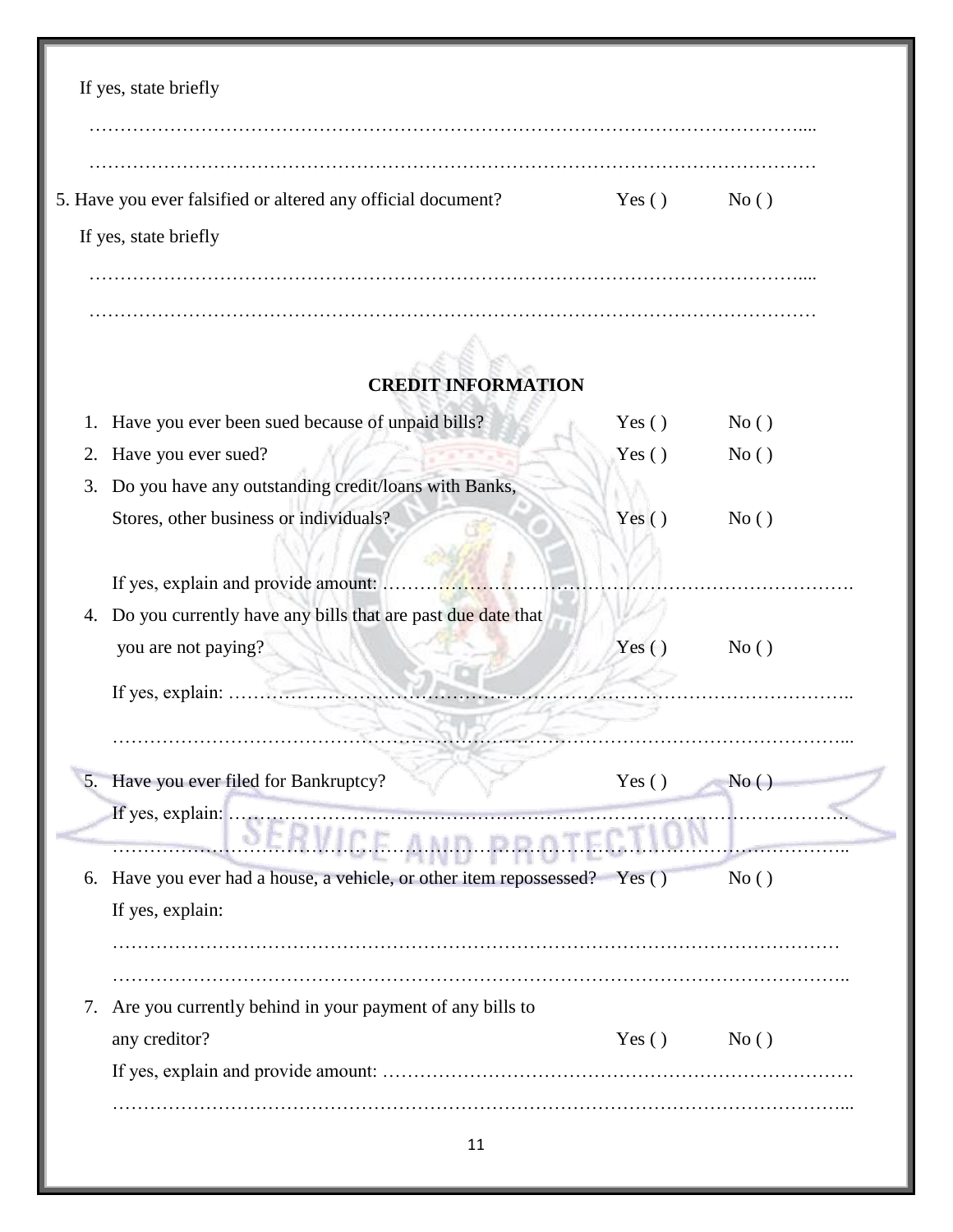If yes, state briefly

…………………………………………………………………………………………………....

…………………………………………………………………………………………………

5. Have you ever falsified or altered any official document? Yes ( ) No ( )

If yes, state briefly

…………………………………………………………………………………………………....

…………………………………………………………………………………………………

## CREDIT INFORMATION

1. Have you ever been sued because of unpaid bills? Yes ( ) No ( )
2. Have you ever sued? Yes ( ) No ( )
3. Do you have any outstanding credit/loans with Banks, Stores, other business or individuals? Yes ( ) No ( )

   If yes, explain and provide amount: ……………………………………………………………….
4. Do you currently have any bills that are past due date that you are not paying? Yes ( ) No ( )

   If yes, explain: ……………………………………………………………………………………..

   …………………………………………………………………………………………………...
5. Have you ever filed for Bankruptcy? Yes ( ) No ( )

   If yes, explain: …………………………………………………………………………………….

   ……………………………………………………………………………………………………..
6. Have you ever had a house, a vehicle, or other item repossessed? Yes ( ) No ( )

   If yes, explain:

   …………………………………………………………………………………………………

   ……………………………………………………………………………………………………..
7. Are you currently behind in your payment of any bills to any creditor? Yes ( ) No ( )

   If yes, explain and provide amount: ……………………………………………………………….

   …………………………………………………………………………………………………...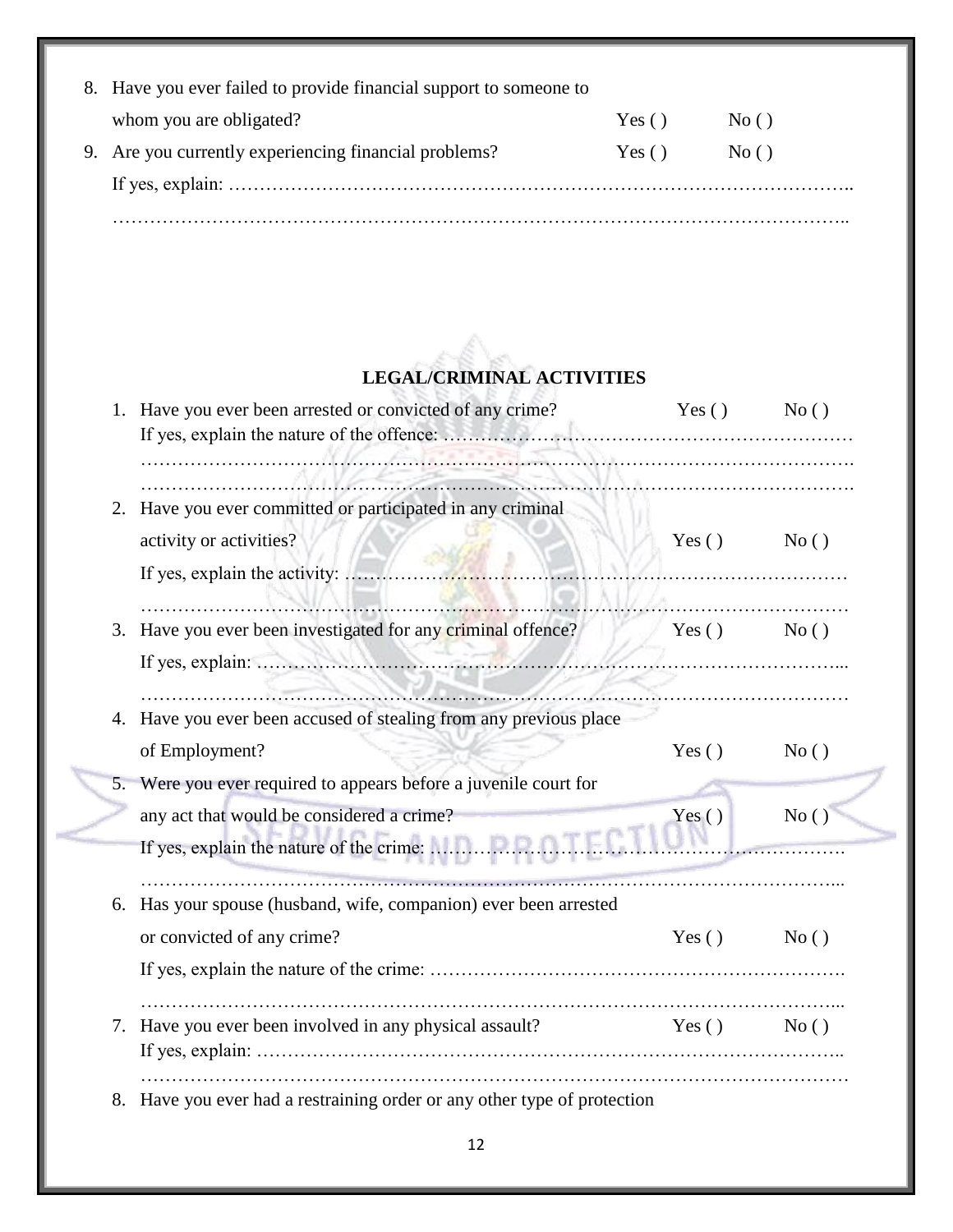8. Have you ever failed to provide financial support to someone to whom you are obligated? Yes ( ) No ( )

9. Are you currently experiencing financial problems? Yes ( ) No ( )

   If yes, explain: ……………………………………………………………………………………..

   ……………………………………………………………………………………………………..

## LEGAL/CRIMINAL ACTIVITIES

1. Have you ever been arrested or convicted of any crime? Yes ( ) No ( )

   If yes, explain the nature of the offence: ………………………………………………………

   …………………………………………………………………………………………………….

   …………………………………………………………………………………………………….

2. Have you ever committed or participated in any criminal activity or activities? Yes ( ) No ( )

   If yes, explain the activity: ……………………………………………………………………

   ……………………………………………………………………………………………………

3. Have you ever been investigated for any criminal offence? Yes ( ) No ( )

   If yes, explain: ………………………………………………………………………………...

   ……………………………………………………………………………………………………

4. Have you ever been accused of stealing from any previous place of Employment? Yes ( ) No ( )

5. Were you ever required to appears before a juvenile court for any act that would be considered a crime? Yes ( ) No ( )

   If yes, explain the nature of the crime: ……………………………………………………….

   …………………………………………………………………………………………………...

6. Has your spouse (husband, wife, companion) ever been arrested or convicted of any crime? Yes ( ) No ( )

   If yes, explain the nature of the crime: ……………………………………………………….

   …………………………………………………………………………………………………...

7. Have you ever been involved in any physical assault? Yes ( ) No ( )

   If yes, explain: ………………………………………………………………………………..

   ……………………………………………………………………………………………………

8. Have you ever had a restraining order or any other type of protection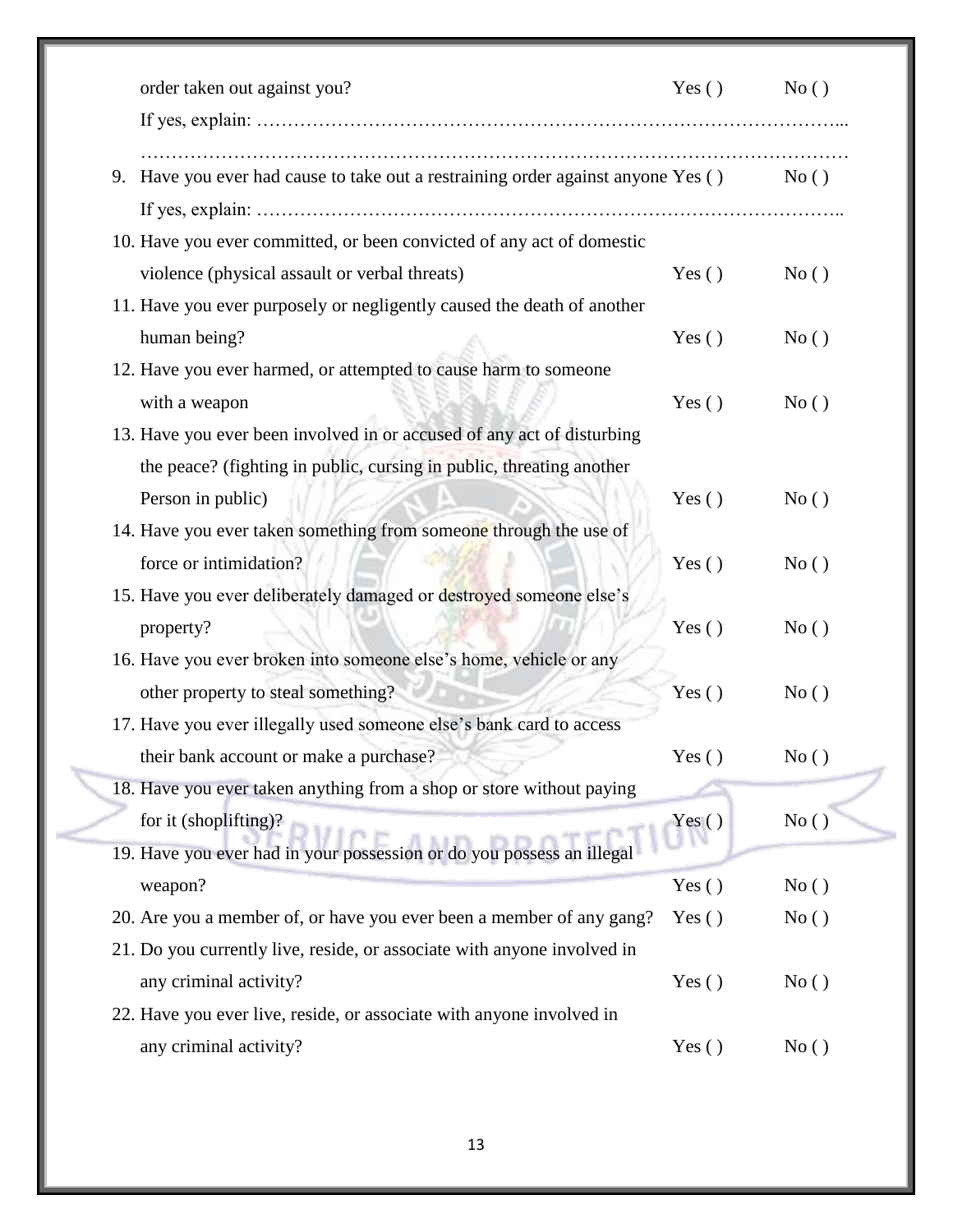order taken out against you? Yes ( ) No ( )

If yes, explain: ……………………………………………………………………………...

…………………………………………………………………………………………………

9. Have you ever had cause to take out a restraining order against anyone Yes ( ) No ( )

   If yes, explain: ……………………………………………………………………………..

10. Have you ever committed, or been convicted of any act of domestic violence (physical assault or verbal threats) Yes ( ) No ( )
11. Have you ever purposely or negligently caused the death of another human being? Yes ( ) No ( )
12. Have you ever harmed, or attempted to cause harm to someone with a weapon Yes ( ) No ( )
13. Have you ever been involved in or accused of any act of disturbing the peace? (fighting in public, cursing in public, threating another Person in public) Yes ( ) No ( )
14. Have you ever taken something from someone through the use of force or intimidation? Yes ( ) No ( )
15. Have you ever deliberately damaged or destroyed someone else's property? Yes ( ) No ( )
16. Have you ever broken into someone else's home, vehicle or any other property to steal something? Yes ( ) No ( )
17. Have you ever illegally used someone else's bank card to access their bank account or make a purchase? Yes ( ) No ( )
18. Have you ever taken anything from a shop or store without paying for it (shoplifting)? Yes ( ) No ( )
19. Have you ever had in your possession or do you possess an illegal weapon? Yes ( ) No ( )
20. Are you a member of, or have you ever been a member of any gang? Yes ( ) No ( )
21. Do you currently live, reside, or associate with anyone involved in any criminal activity? Yes ( ) No ( )
22. Have you ever live, reside, or associate with anyone involved in any criminal activity? Yes ( ) No ( )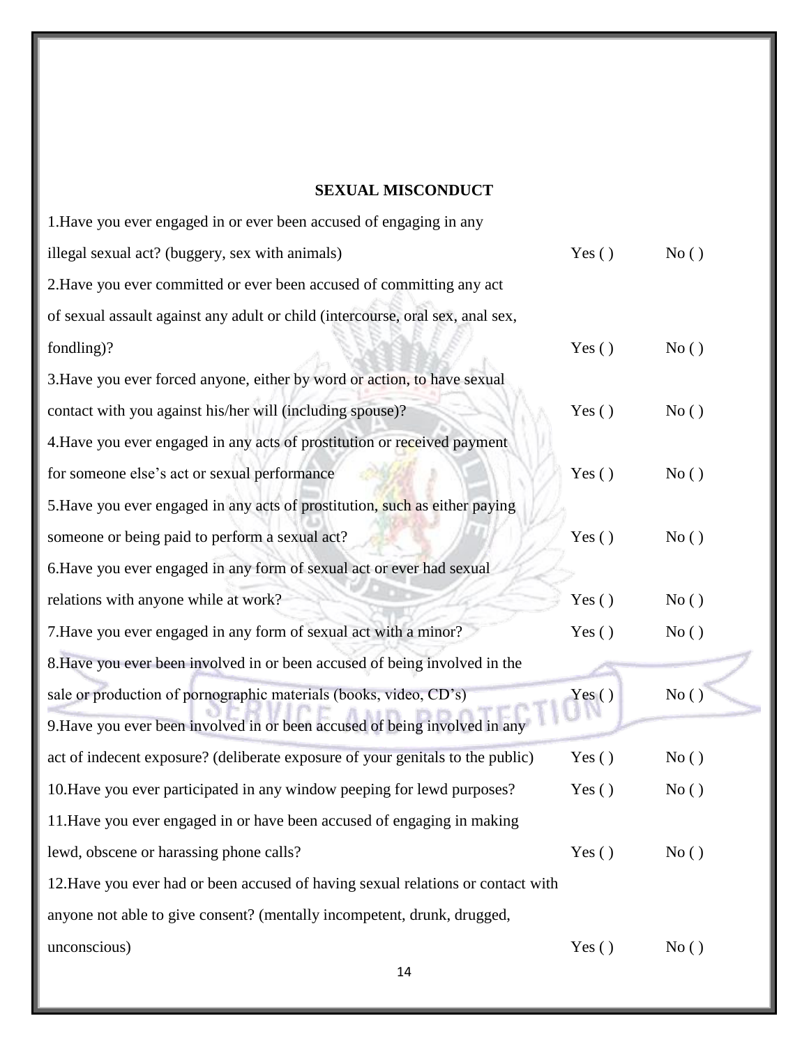**SEXUAL MISCONDUCT**

1.Have you ever engaged in or ever been accused of engaging in any illegal sexual act? (buggery, sex with animals) Yes ( ) No ( )

2.Have you ever committed or ever been accused of committing any act of sexual assault against any adult or child (intercourse, oral sex, anal sex, fondling)? Yes ( ) No ( )

3.Have you ever forced anyone, either by word or action, to have sexual contact with you against his/her will (including spouse)? Yes ( ) No ( )

4.Have you ever engaged in any acts of prostitution or received payment for someone else's act or sexual performance Yes ( ) No ( )

5.Have you ever engaged in any acts of prostitution, such as either paying someone or being paid to perform a sexual act? Yes ( ) No ( )

6.Have you ever engaged in any form of sexual act or ever had sexual relations with anyone while at work? Yes ( ) No ( )

7.Have you ever engaged in any form of sexual act with a minor? Yes ( ) No ( )

8.Have you ever been involved in or been accused of being involved in the sale or production of pornographic materials (books, video, CD's) Yes ( ) No ( )

9.Have you ever been involved in or been accused of being involved in any act of indecent exposure? (deliberate exposure of your genitals to the public) Yes ( ) No ( )

10.Have you ever participated in any window peeping for lewd purposes? Yes ( ) No ( )

11.Have you ever engaged in or have been accused of engaging in making lewd, obscene or harassing phone calls? Yes ( ) No ( )

12.Have you ever had or been accused of having sexual relations or contact with anyone not able to give consent? (mentally incompetent, drunk, drugged, unconscious) Yes ( ) No ( )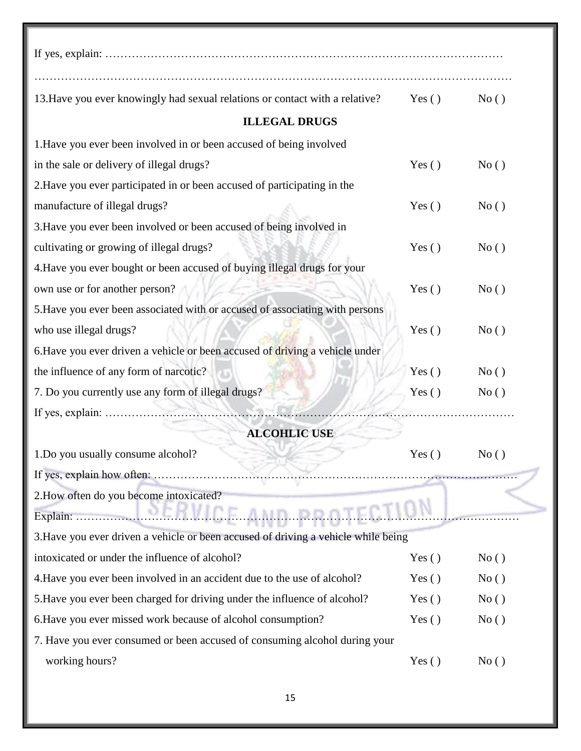If yes, explain: ……………………………………………………………………………………………

……………………………………………………………………………………………………………

13.Have you ever knowingly had sexual relations or contact with a relative? Yes ( ) No ( )

**ILLEGAL DRUGS**

1.Have you ever been involved in or been accused of being involved in the sale or delivery of illegal drugs? Yes ( ) No ( )

2.Have you ever participated in or been accused of participating in the manufacture of illegal drugs? Yes ( ) No ( )

3.Have you ever been involved or been accused of being involved in cultivating or growing of illegal drugs? Yes ( ) No ( )

4.Have you ever bought or been accused of buying illegal drugs for your own use or for another person? Yes ( ) No ( )

5.Have you ever been associated with or accused of associating with persons who use illegal drugs? Yes ( ) No ( )

6.Have you ever driven a vehicle or been accused of driving a vehicle under the influence of any form of narcotic? Yes ( ) No ( )

7. Do you currently use any form of illegal drugs? Yes ( ) No ( )

If yes, explain: ……………………………………………………………………………………………

**ALCOHLIC USE**

1.Do you usually consume alcohol? Yes ( ) No ( )

If yes, explain how often: ………………………………………………………………………………

2.How often do you become intoxicated?

Explain: …………………………………………………………………………………………………

3.Have you ever driven a vehicle or been accused of driving a vehicle while being intoxicated or under the influence of alcohol? Yes ( ) No ( )

4.Have you ever been involved in an accident due to the use of alcohol? Yes ( ) No ( )

5.Have you ever been charged for driving under the influence of alcohol? Yes ( ) No ( )

6.Have you ever missed work because of alcohol consumption? Yes ( ) No ( )

7. Have you ever consumed or been accused of consuming alcohol during your working hours? Yes ( ) No ( )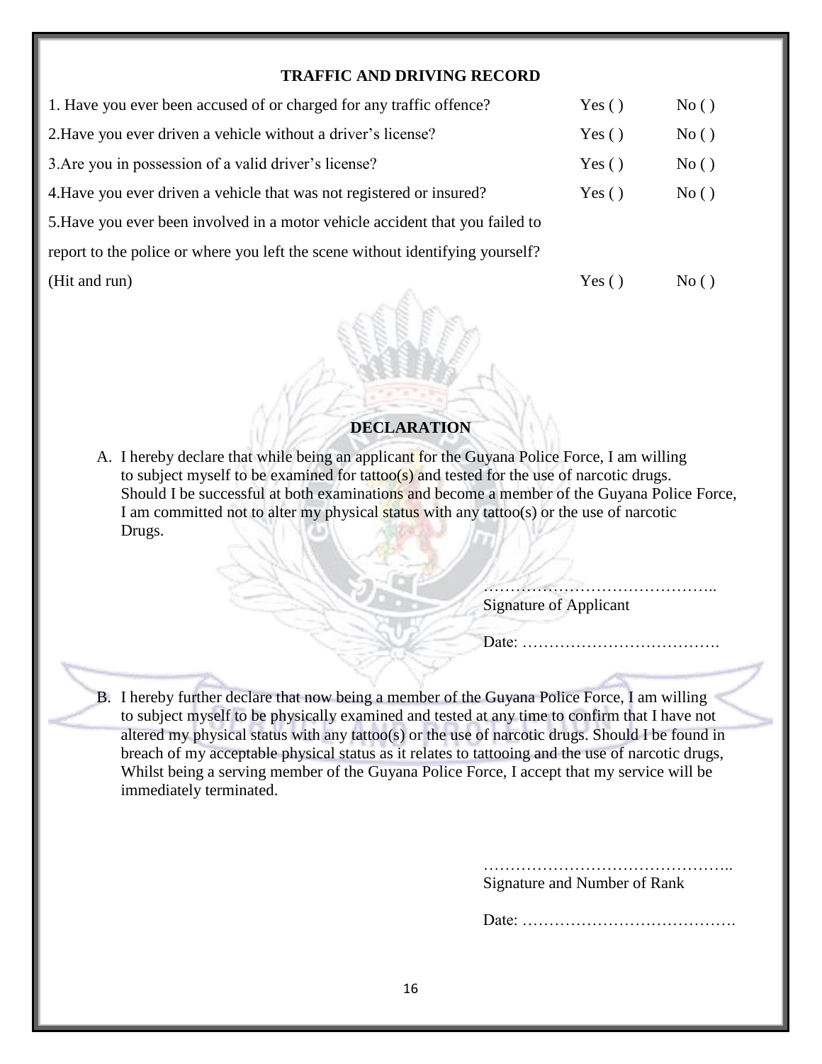## TRAFFIC AND DRIVING RECORD

| | | |
|---|---|---|
| 1. Have you ever been accused of or charged for any traffic offence? | Yes ( ) | No ( ) |
| 2.Have you ever driven a vehicle without a driver's license? | Yes ( ) | No ( ) |
| 3.Are you in possession of a valid driver's license? | Yes ( ) | No ( ) |
| 4.Have you ever driven a vehicle that was not registered or insured? | Yes ( ) | No ( ) |
| 5.Have you ever been involved in a motor vehicle accident that you failed to report to the police or where you left the scene without identifying yourself? (Hit and run) | Yes ( ) | No ( ) |

## DECLARATION

A. I hereby declare that while being an applicant for the Guyana Police Force, I am willing to subject myself to be examined for tattoo(s) and tested for the use of narcotic drugs. Should I be successful at both examinations and become a member of the Guyana Police Force, I am committed not to alter my physical status with any tattoo(s) or the use of narcotic Drugs.

……………………………………..
Signature of Applicant

Date: ……………………………….

B. I hereby further declare that now being a member of the Guyana Police Force, I am willing to subject myself to be physically examined and tested at any time to confirm that I have not altered my physical status with any tattoo(s) or the use of narcotic drugs. Should I be found in breach of my acceptable physical status as it relates to tattooing and the use of narcotic drugs, Whilst being a serving member of the Guyana Police Force, I accept that my service will be immediately terminated.

………………………………………..
Signature and Number of Rank

Date: ………………………………….